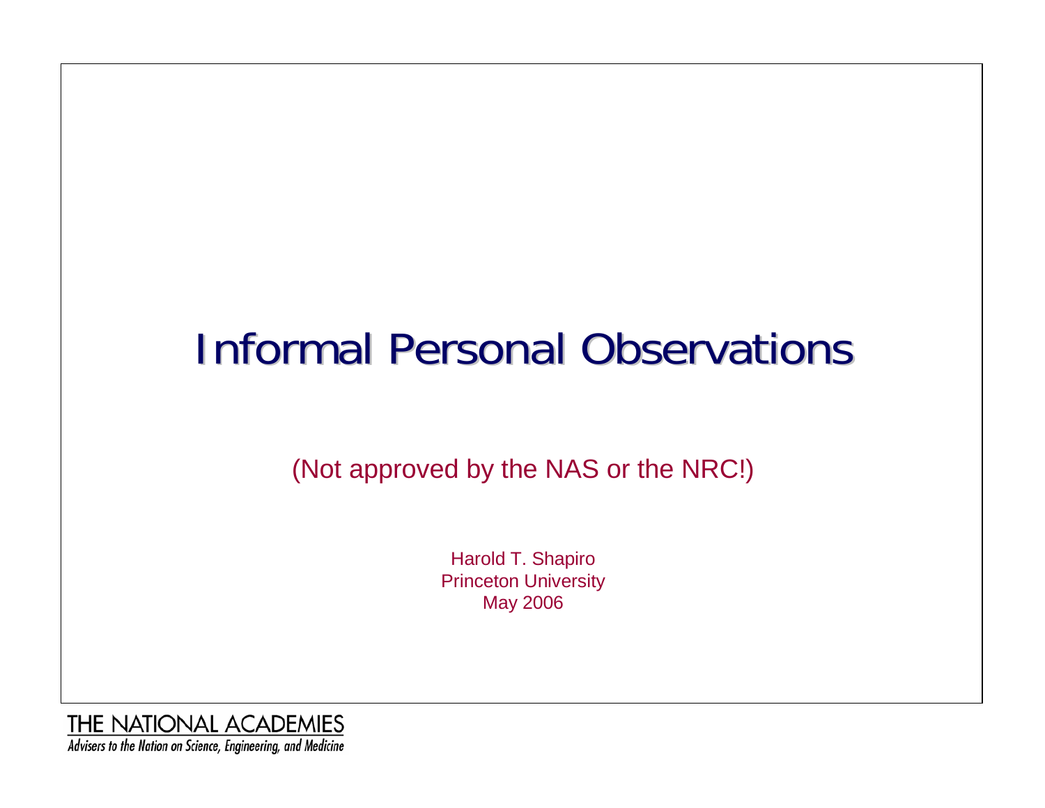# Informal Personal Observations

(Not approved by the NAS or the NRC!)

Harold T. Shapiro
Princeton University
May 2006

THE NATIONAL ACADEMIES
*Advisers to the Nation on Science, Engineering, and Medicine*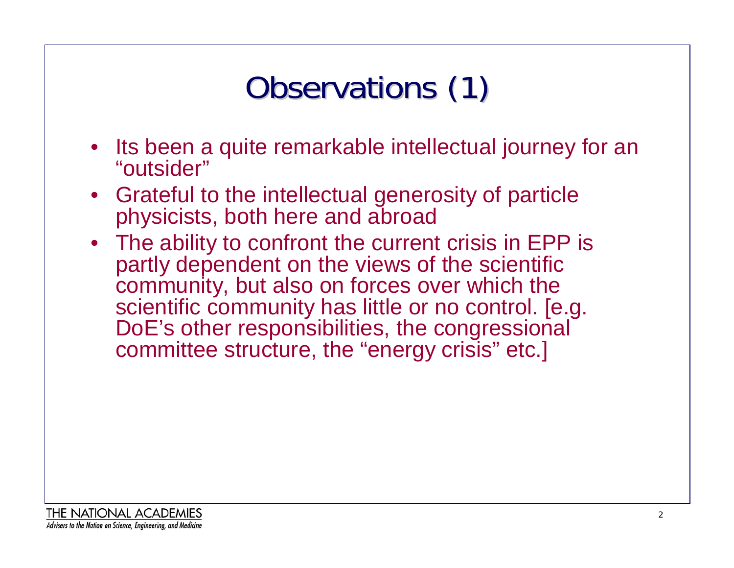# Observations (1)

- Its been a quite remarkable intellectual journey for an "outsider"
- Grateful to the intellectual generosity of particle physicists, both here and abroad
- The ability to confront the current crisis in EPP is partly dependent on the views of the scientific community, but also on forces over which the scientific community has little or no control. [e.g. DoE's other responsibilities, the congressional committee structure, the "energy crisis" etc.]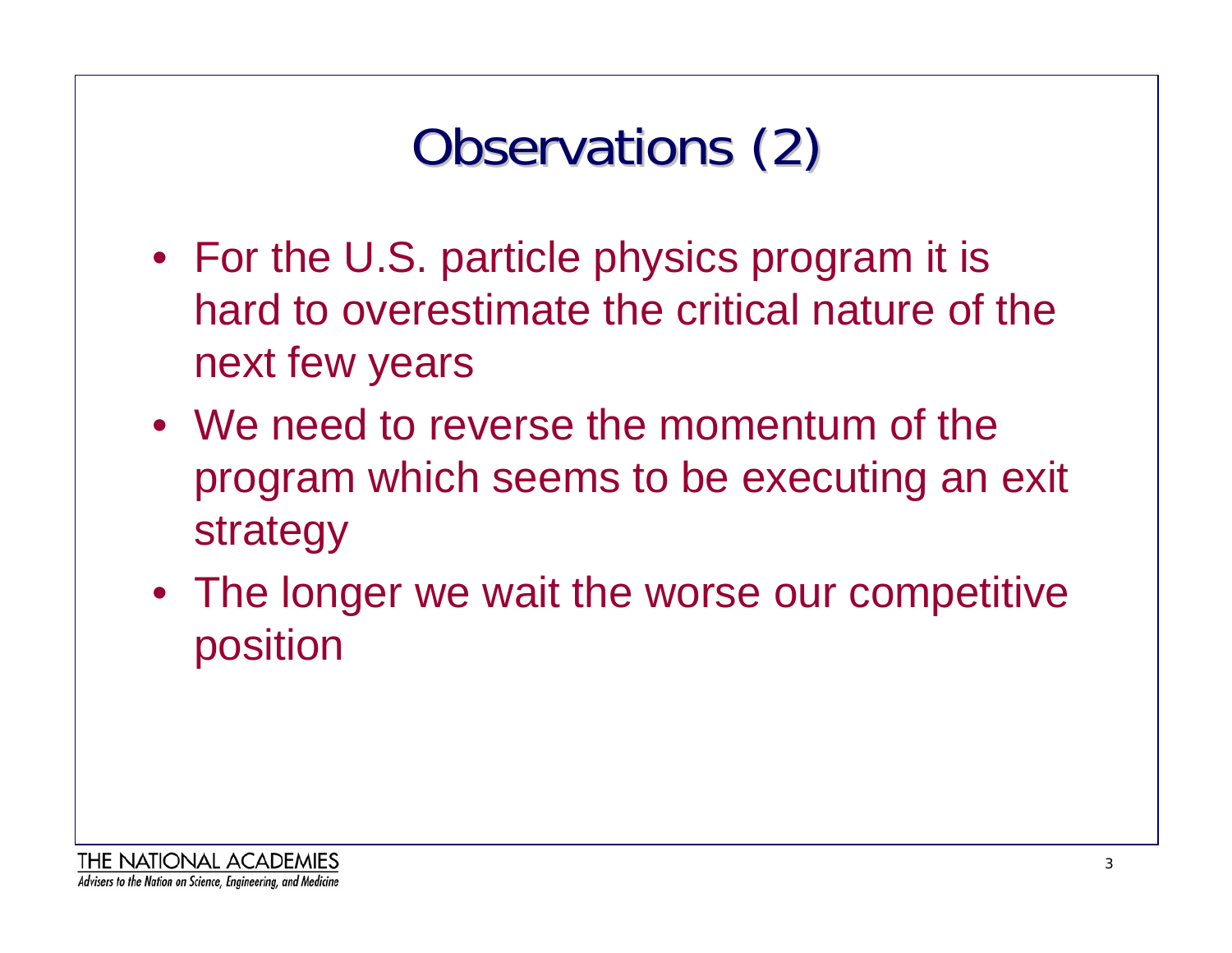# Observations (2)

- For the U.S. particle physics program it is hard to overestimate the critical nature of the next few years
- We need to reverse the momentum of the program which seems to be executing an exit strategy
- The longer we wait the worse our competitive position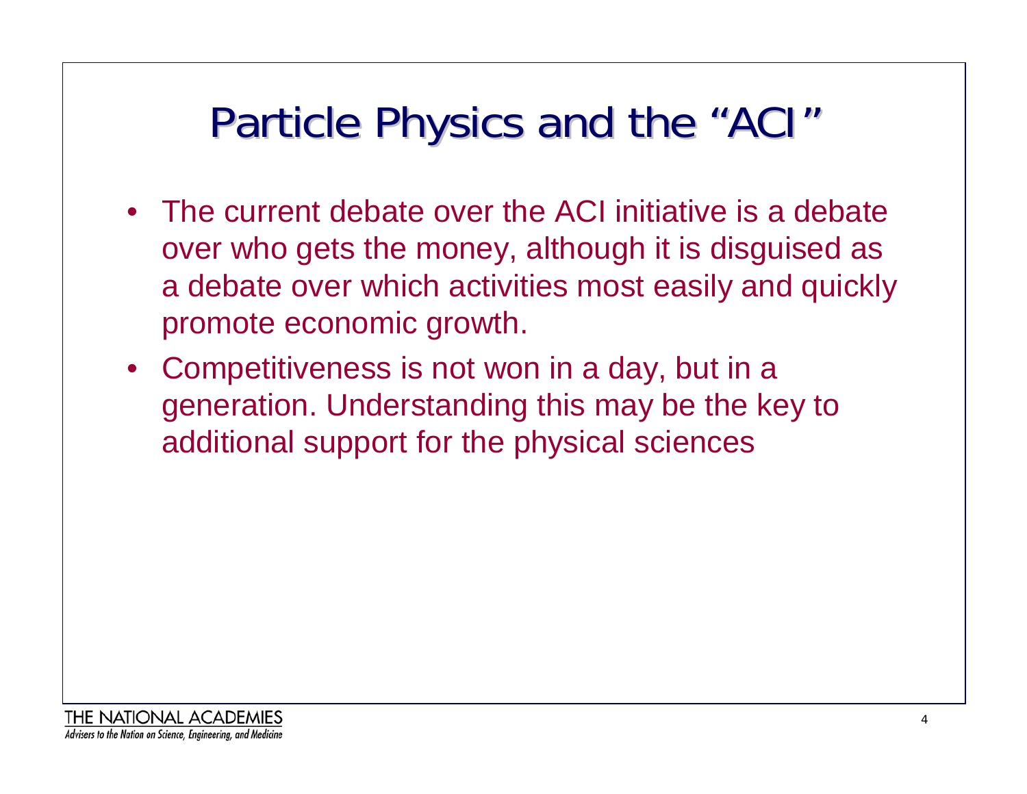# Particle Physics and the "ACI"

- The current debate over the ACI initiative is a debate over who gets the money, although it is disguised as a debate over which activities most easily and quickly promote economic growth.
- Competitiveness is not won in a day, but in a generation. Understanding this may be the key to additional support for the physical sciences

THE NATIONAL ACADEMIES
*Advisers to the Nation on Science, Engineering, and Medicine*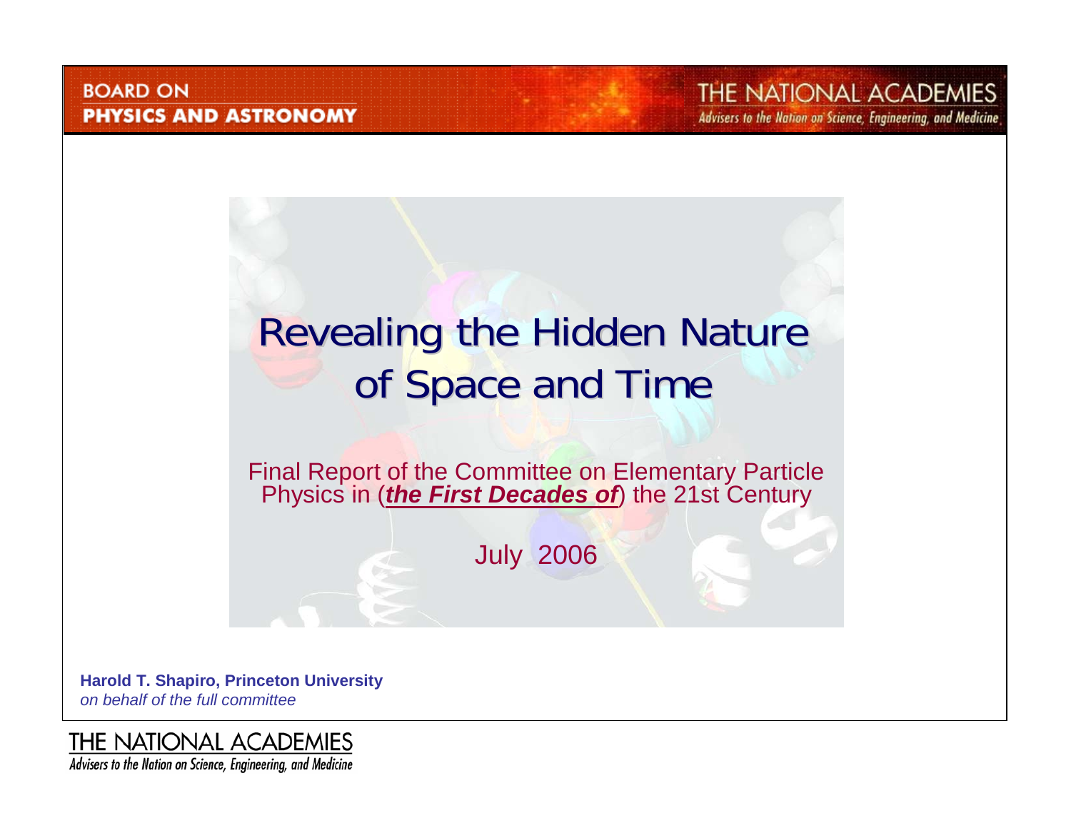BOARD ON
PHYSICS AND ASTRONOMY

THE NATIONAL ACADEMIES
*Advisers to the Nation on Science, Engineering, and Medicine*

# Revealing the Hidden Nature of Space and Time

Final Report of the Committee on Elementary Particle Physics in (***the First Decades of***) the 21st Century

July 2006

**Harold T. Shapiro, Princeton University**
*on behalf of the full committee*

THE NATIONAL ACADEMIES
*Advisers to the Nation on Science, Engineering, and Medicine*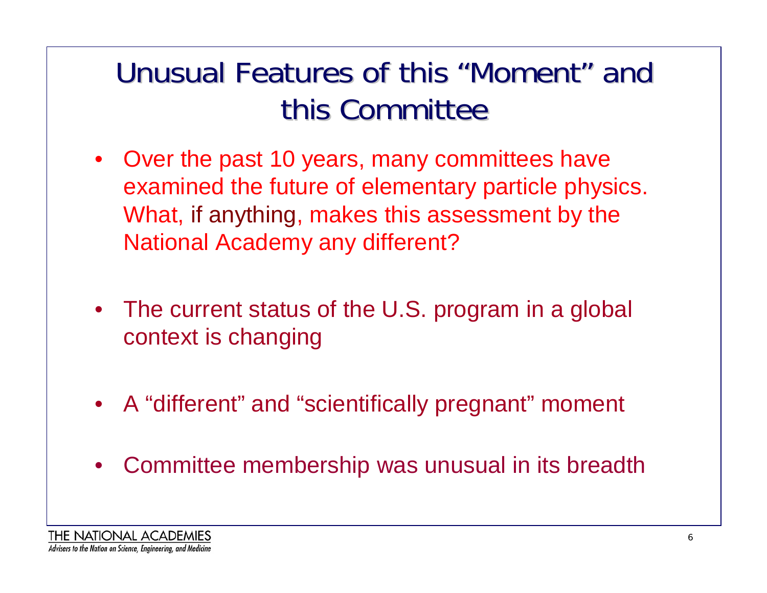# Unusual Features of this "Moment" and this Committee

- Over the past 10 years, many committees have examined the future of elementary particle physics. What, if anything, makes this assessment by the National Academy any different?

- The current status of the U.S. program in a global context is changing

- A "different" and "scientifically pregnant" moment

- Committee membership was unusual in its breadth

THE NATIONAL ACADEMIES
*Advisers to the Nation on Science, Engineering, and Medicine*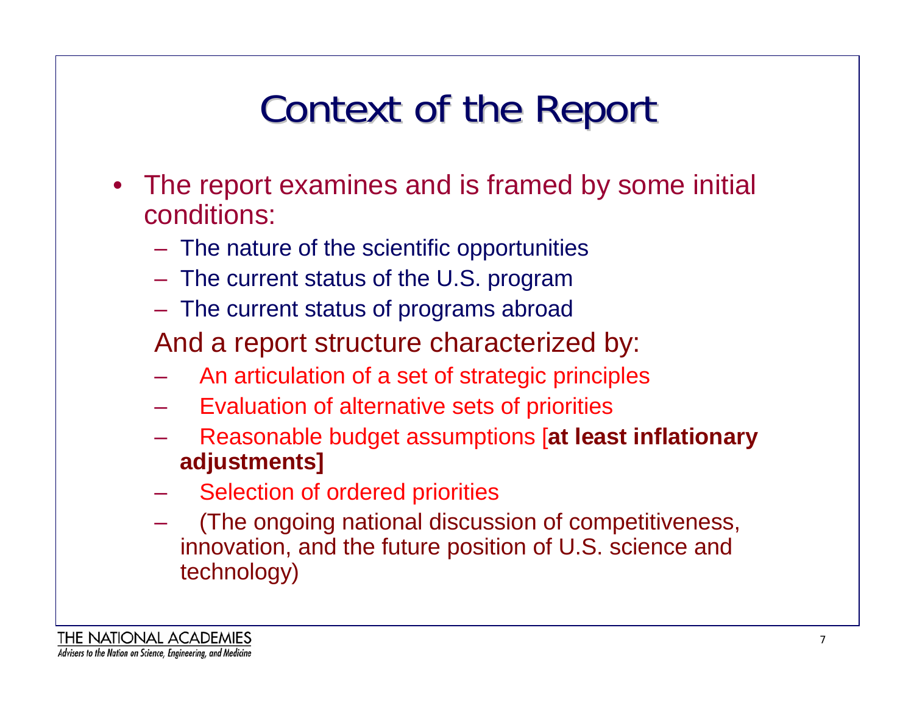# Context of the Report

- The report examines and is framed by some initial conditions:
  - The nature of the scientific opportunities
  - The current status of the U.S. program
  - The current status of programs abroad

  And a report structure characterized by:

  - An articulation of a set of strategic principles
  - Evaluation of alternative sets of priorities
  - Reasonable budget assumptions [**at least inflationary adjustments]**
  - Selection of ordered priorities
  - (The ongoing national discussion of competitiveness, innovation, and the future position of U.S. science and technology)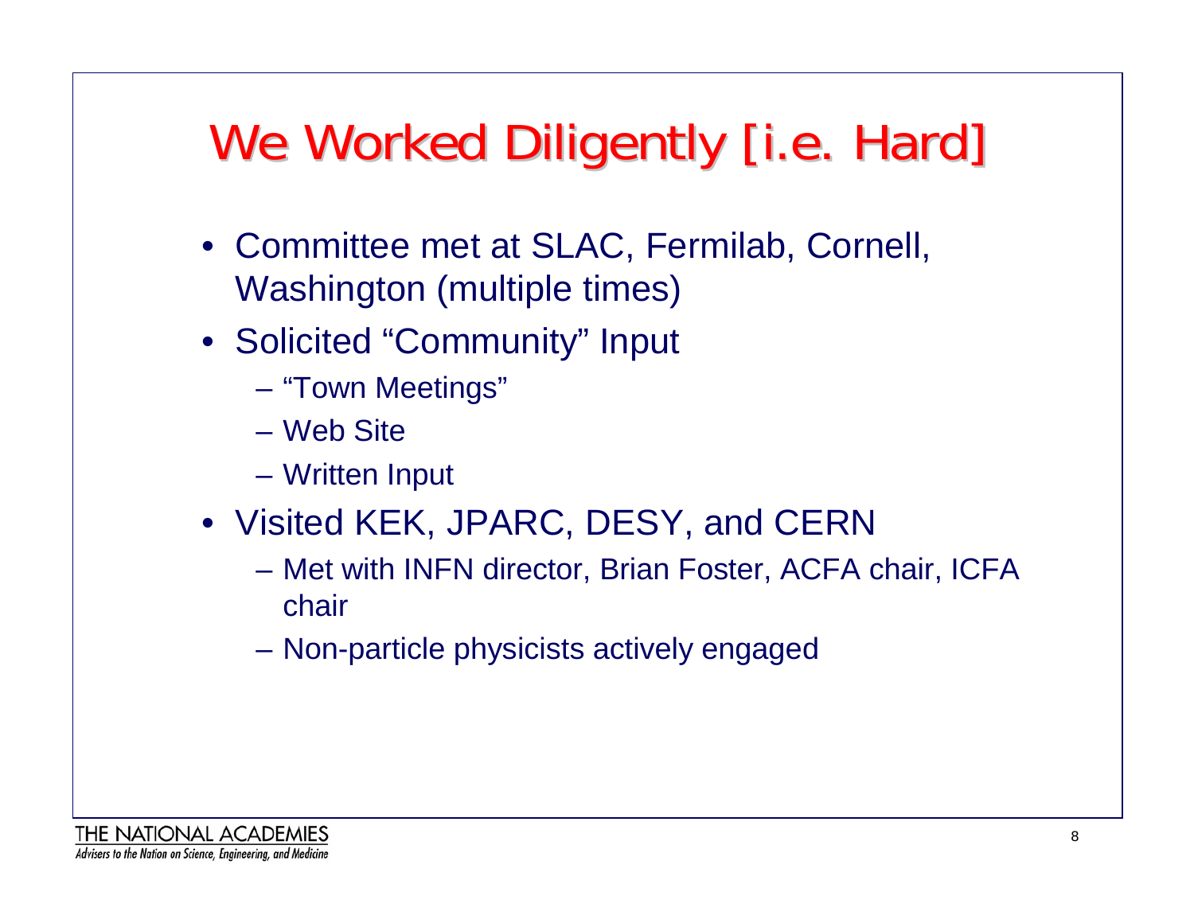# We Worked Diligently [i.e. Hard]

- Committee met at SLAC, Fermilab, Cornell, Washington (multiple times)
- Solicited "Community" Input
  - "Town Meetings"
  - Web Site
  - Written Input
- Visited KEK, JPARC, DESY, and CERN
  - Met with INFN director, Brian Foster, ACFA chair, ICFA chair
  - Non-particle physicists actively engaged

THE NATIONAL ACADEMIES
*Advisers to the Nation on Science, Engineering, and Medicine*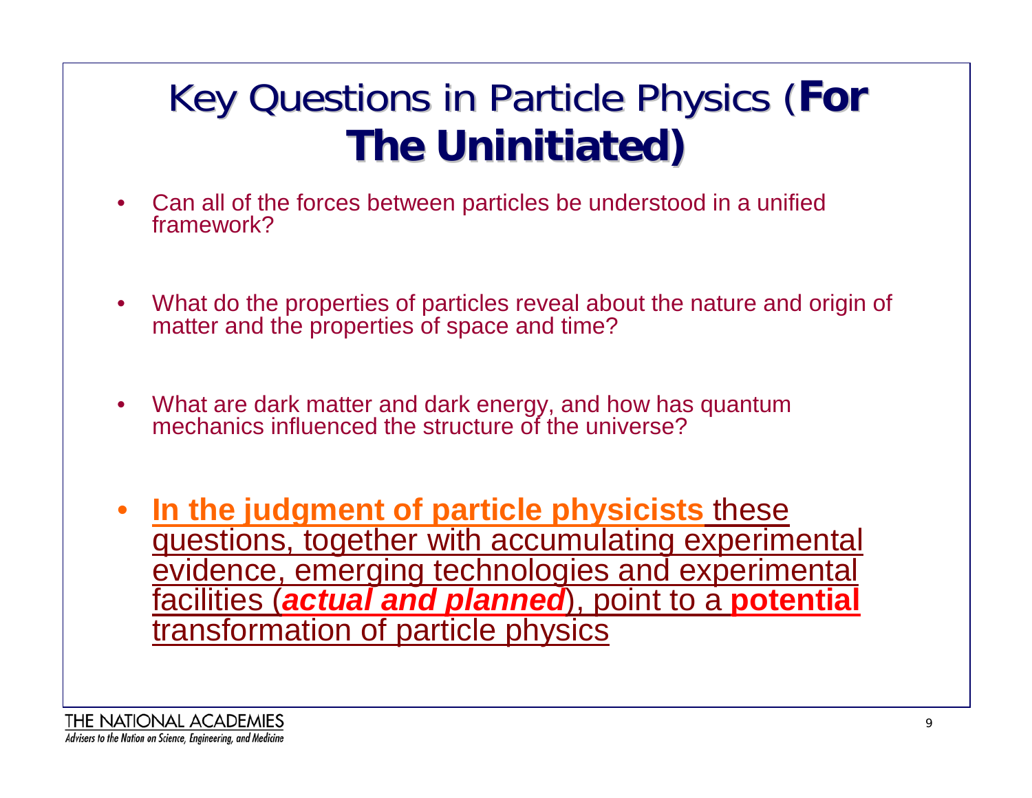# Key Questions in Particle Physics (**For The Uninitiated)**

- Can all of the forces between particles be understood in a unified framework?
- What do the properties of particles reveal about the nature and origin of matter and the properties of space and time?
- What are dark matter and dark energy, and how has quantum mechanics influenced the structure of the universe?
- **In the judgment of particle physicists** these questions, together with accumulating experimental evidence, emerging technologies and experimental facilities (***actual and planned***), point to a **potential** transformation of particle physics

THE NATIONAL ACADEMIES
*Advisers to the Nation on Science, Engineering, and Medicine*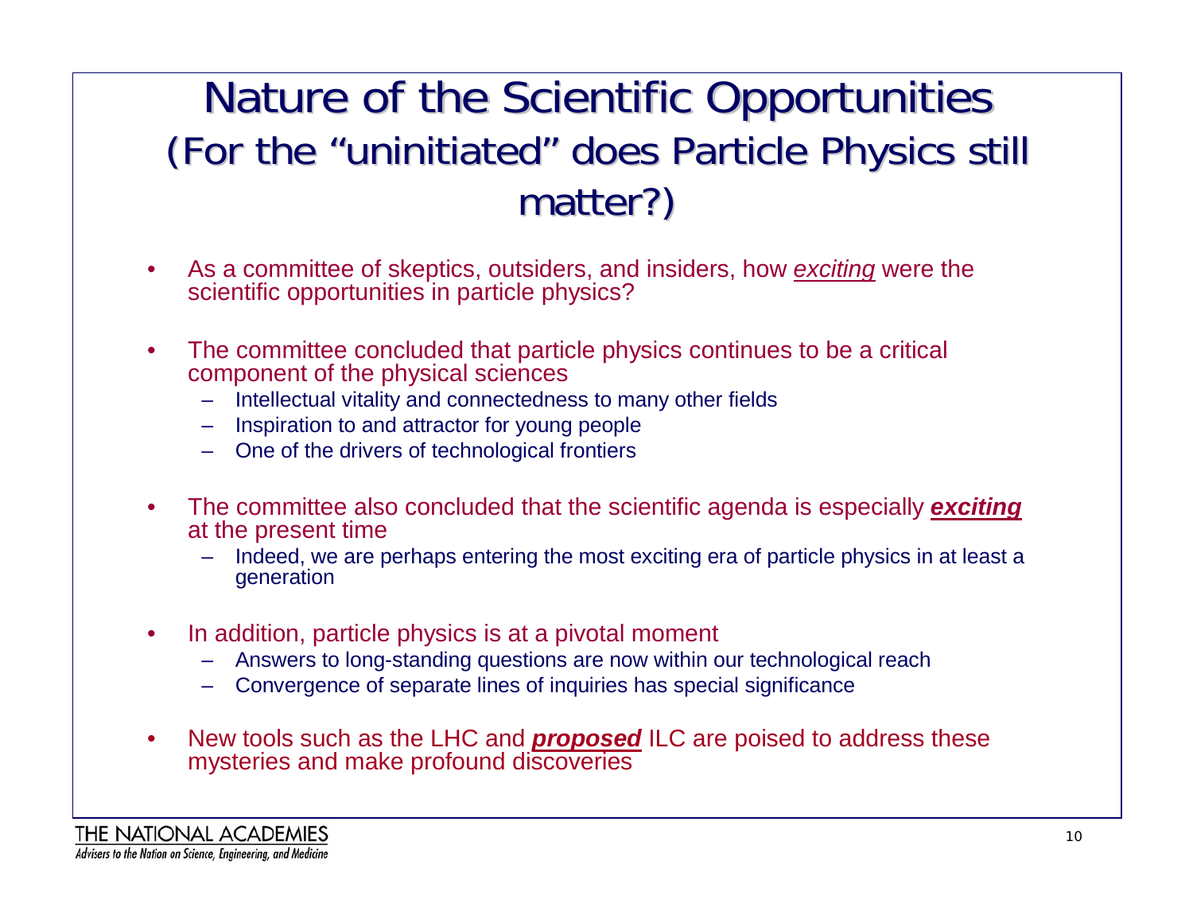# Nature of the Scientific Opportunities
## (For the "uninitiated" does Particle Physics still matter?)

- As a committee of skeptics, outsiders, and insiders, how *exciting* were the scientific opportunities in particle physics?

- The committee concluded that particle physics continues to be a critical component of the physical sciences
  - Intellectual vitality and connectedness to many other fields
  - Inspiration to and attractor for young people
  - One of the drivers of technological frontiers

- The committee also concluded that the scientific agenda is especially ***exciting*** at the present time
  - Indeed, we are perhaps entering the most exciting era of particle physics in at least a generation

- In addition, particle physics is at a pivotal moment
  - Answers to long-standing questions are now within our technological reach
  - Convergence of separate lines of inquiries has special significance

- New tools such as the LHC and ***proposed*** ILC are poised to address these mysteries and make profound discoveries

THE NATIONAL ACADEMIES
*Advisers to the Nation on Science, Engineering, and Medicine*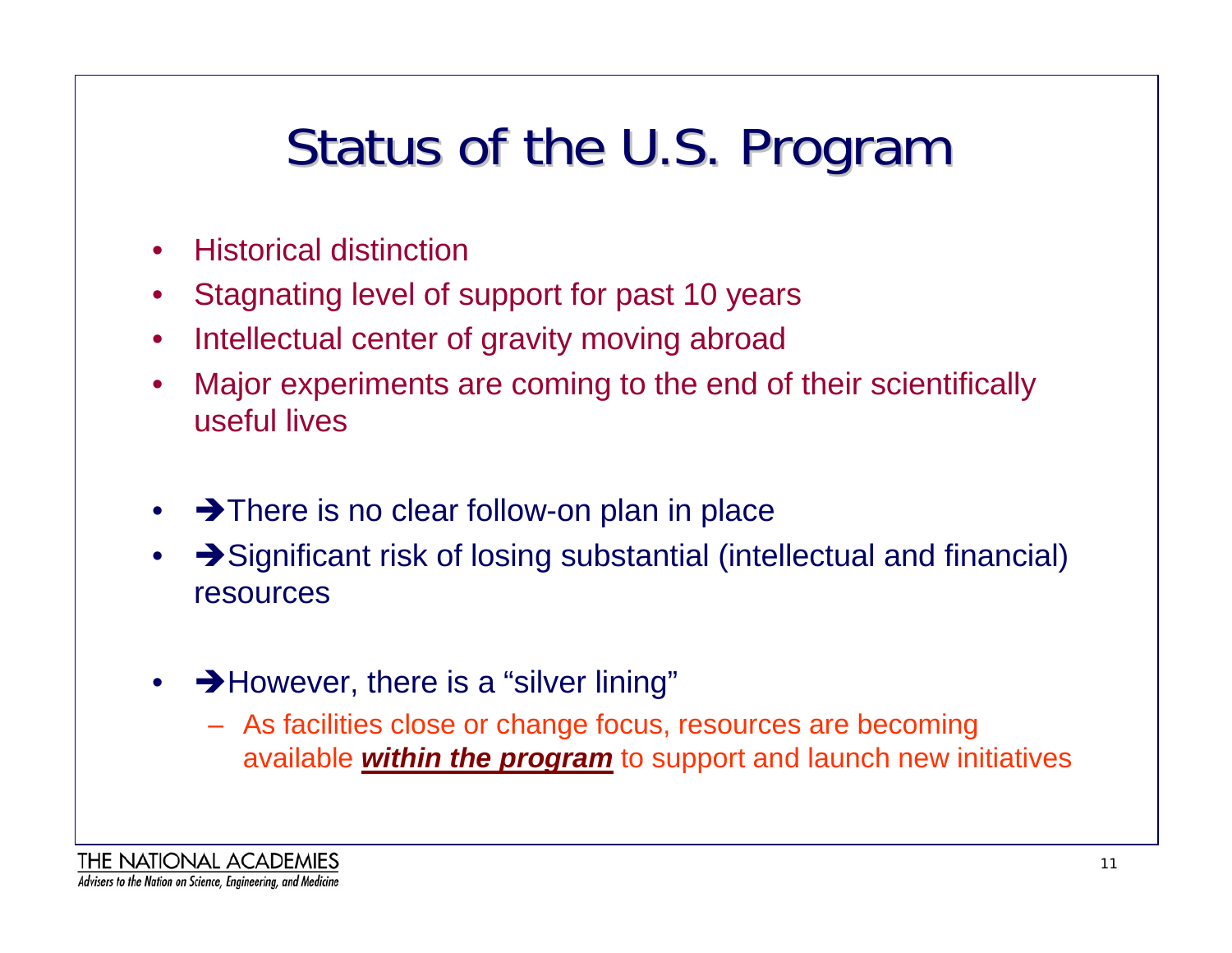# Status of the U.S. Program

- Historical distinction
- Stagnating level of support for past 10 years
- Intellectual center of gravity moving abroad
- Major experiments are coming to the end of their scientifically useful lives

- ➔There is no clear follow-on plan in place
- ➔Significant risk of losing substantial (intellectual and financial) resources

- ➔However, there is a "silver lining"
  - As facilities close or change focus, resources are becoming available ***within the program*** to support and launch new initiatives

THE NATIONAL ACADEMIES
*Advisers to the Nation on Science, Engineering, and Medicine*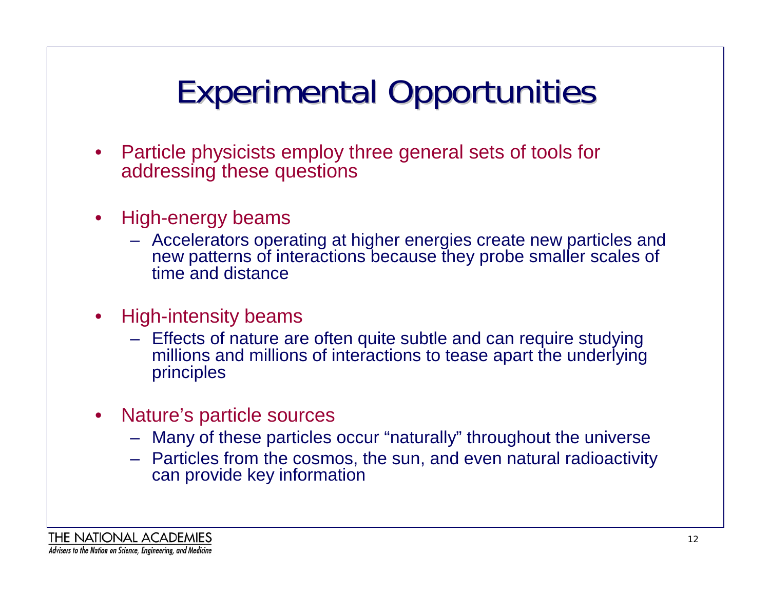# Experimental Opportunities

- Particle physicists employ three general sets of tools for addressing these questions
- High-energy beams
  - Accelerators operating at higher energies create new particles and new patterns of interactions because they probe smaller scales of time and distance
- High-intensity beams
  - Effects of nature are often quite subtle and can require studying millions and millions of interactions to tease apart the underlying principles
- Nature's particle sources
  - Many of these particles occur "naturally" throughout the universe
  - Particles from the cosmos, the sun, and even natural radioactivity can provide key information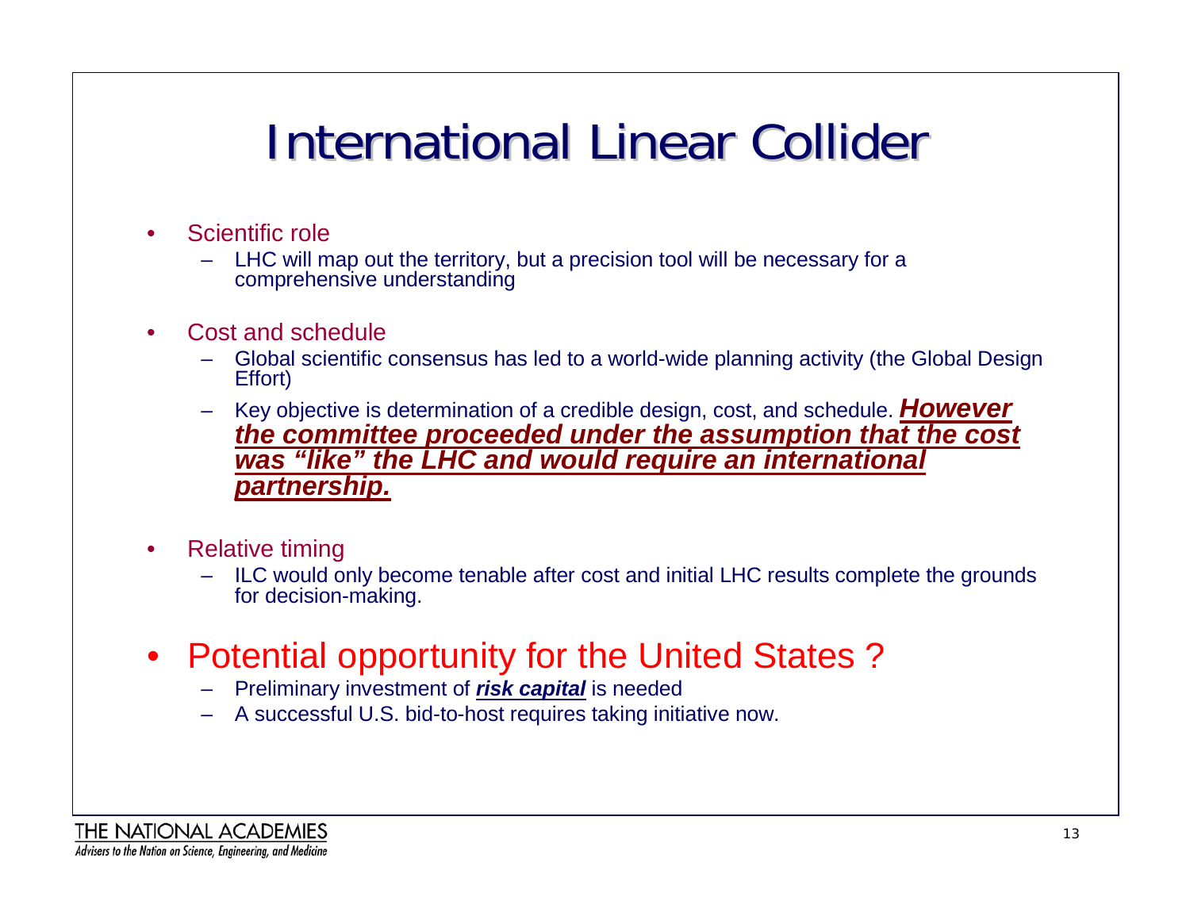# International Linear Collider

- Scientific role
  - LHC will map out the territory, but a precision tool will be necessary for a comprehensive understanding
- Cost and schedule
  - Global scientific consensus has led to a world-wide planning activity (the Global Design Effort)
  - Key objective is determination of a credible design, cost, and schedule. ***However the committee proceeded under the assumption that the cost was "like" the LHC and would require an international partnership.***
- Relative timing
  - ILC would only become tenable after cost and initial LHC results complete the grounds for decision-making.
- Potential opportunity for the United States ?
  - Preliminary investment of ***risk capital*** is needed
  - A successful U.S. bid-to-host requires taking initiative now.

THE NATIONAL ACADEMIES
*Advisers to the Nation on Science, Engineering, and Medicine*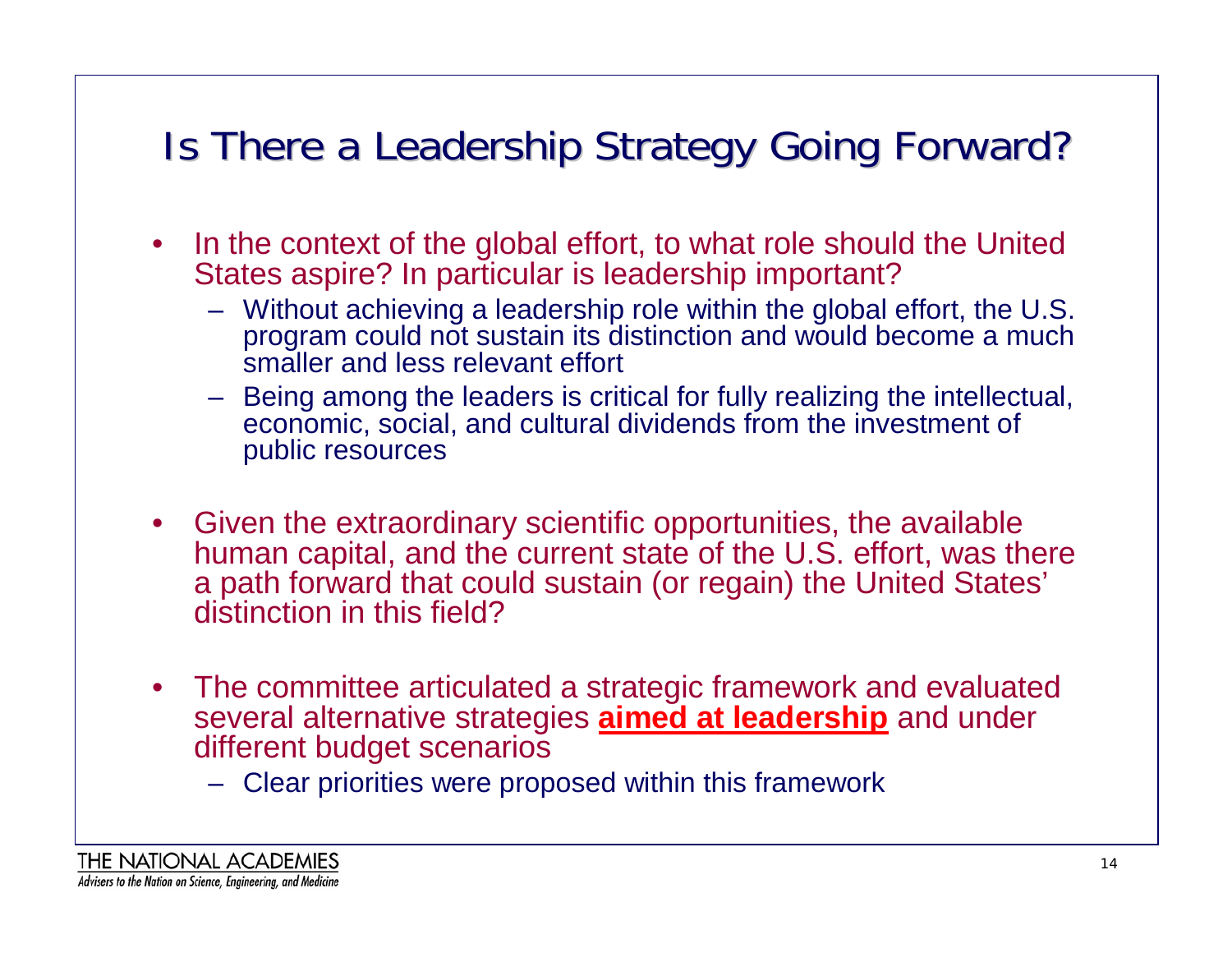# Is There a Leadership Strategy Going Forward?

- In the context of the global effort, to what role should the United States aspire? In particular is leadership important?
  - Without achieving a leadership role within the global effort, the U.S. program could not sustain its distinction and would become a much smaller and less relevant effort
  - Being among the leaders is critical for fully realizing the intellectual, economic, social, and cultural dividends from the investment of public resources

- Given the extraordinary scientific opportunities, the available human capital, and the current state of the U.S. effort, was there a path forward that could sustain (or regain) the United States' distinction in this field?

- The committee articulated a strategic framework and evaluated several alternative strategies **aimed at leadership** and under different budget scenarios
  - Clear priorities were proposed within this framework

THE NATIONAL ACADEMIES
*Advisers to the Nation on Science, Engineering, and Medicine*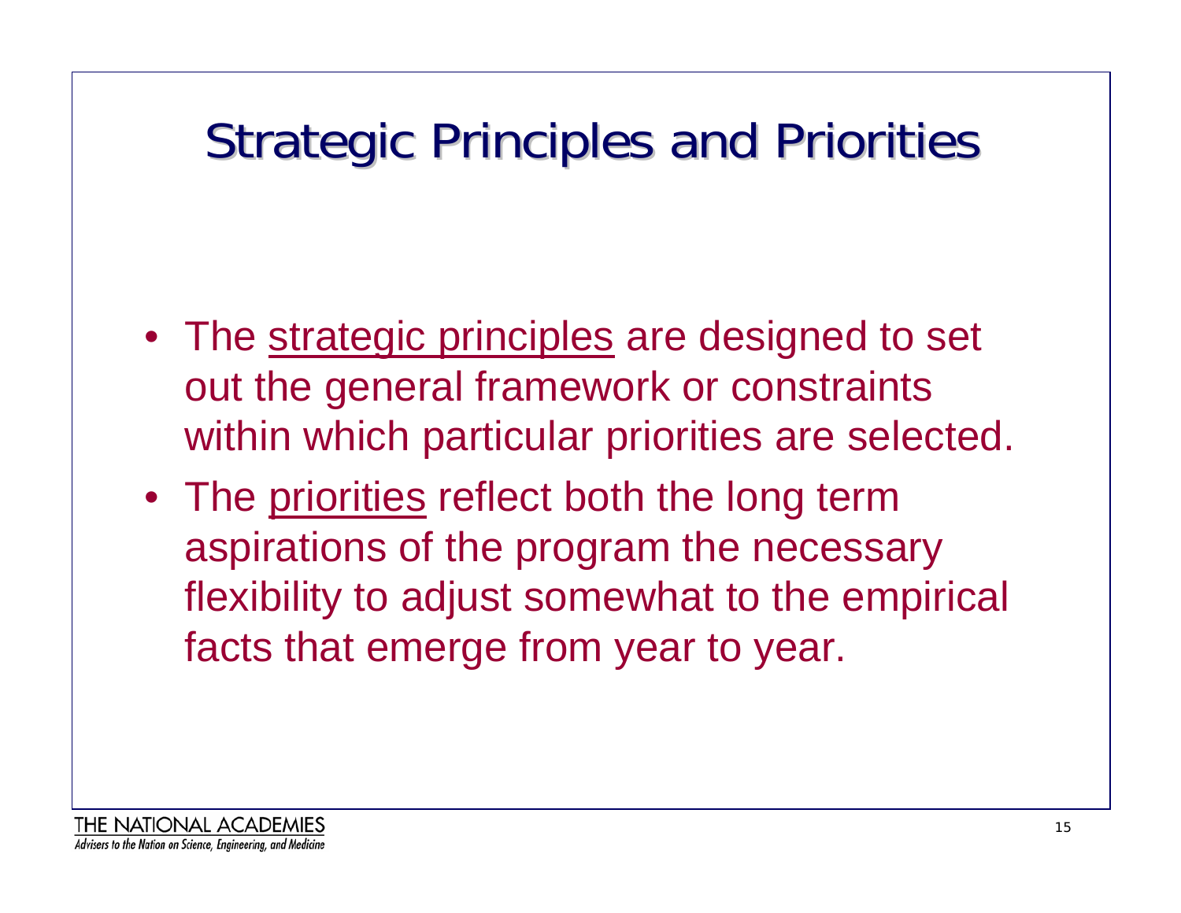# Strategic Principles and Priorities

- The strategic principles are designed to set out the general framework or constraints within which particular priorities are selected.
- The priorities reflect both the long term aspirations of the program the necessary flexibility to adjust somewhat to the empirical facts that emerge from year to year.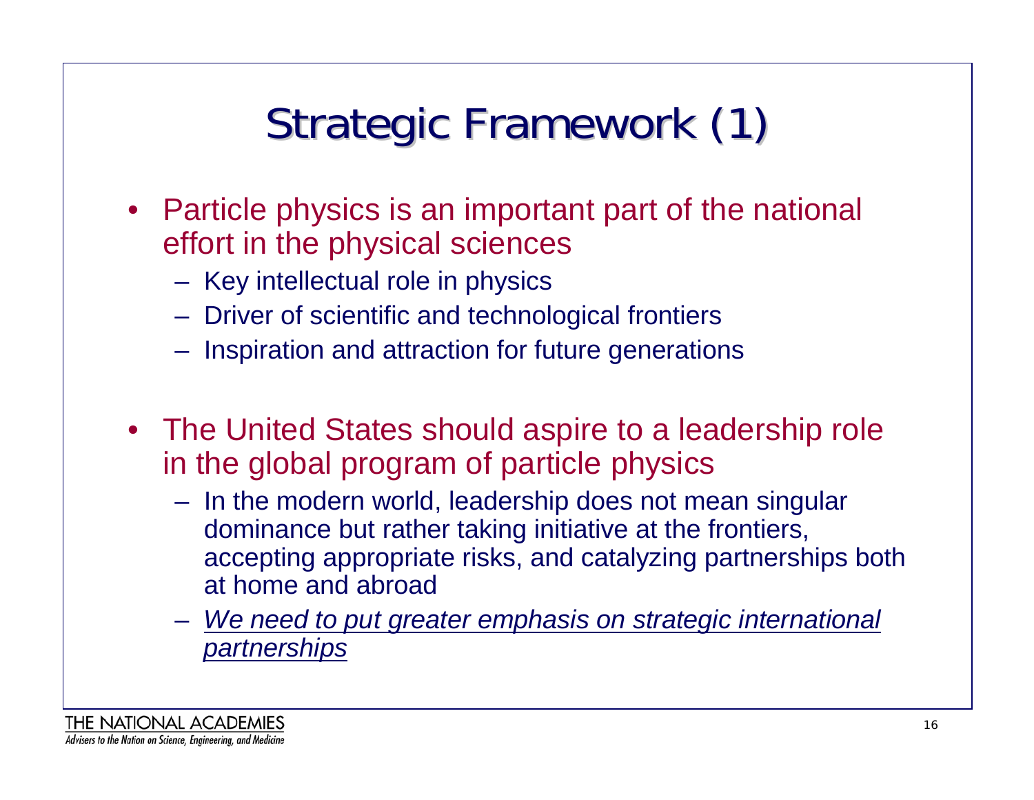# Strategic Framework (1)

- Particle physics is an important part of the national effort in the physical sciences
  - Key intellectual role in physics
  - Driver of scientific and technological frontiers
  - Inspiration and attraction for future generations

- The United States should aspire to a leadership role in the global program of particle physics
  - In the modern world, leadership does not mean singular dominance but rather taking initiative at the frontiers, accepting appropriate risks, and catalyzing partnerships both at home and abroad
  - *<u>We need to put greater emphasis on strategic international partnerships</u>*

THE NATIONAL ACADEMIES
*Advisers to the Nation on Science, Engineering, and Medicine*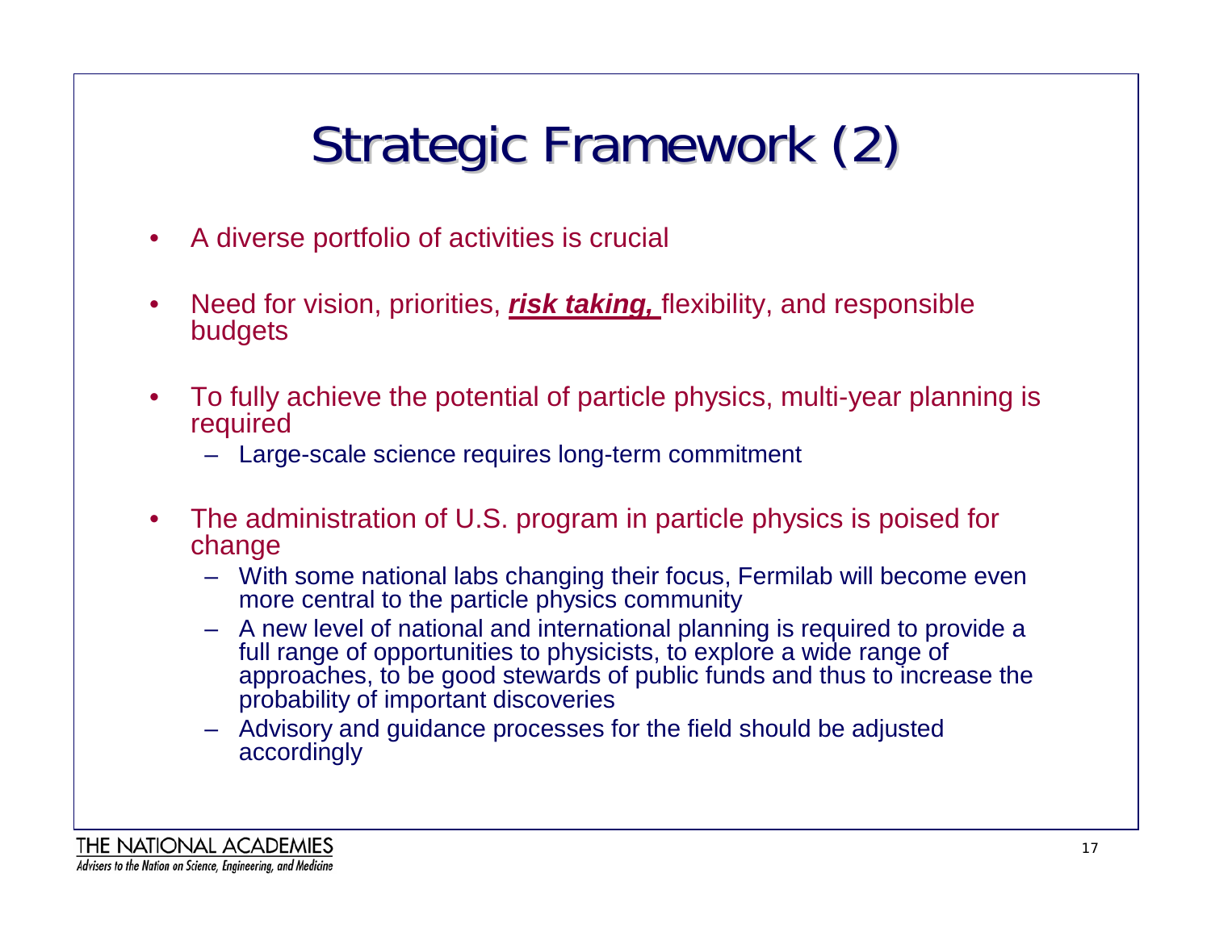# Strategic Framework (2)

- A diverse portfolio of activities is crucial
- Need for vision, priorities, ***risk taking,*** flexibility, and responsible budgets
- To fully achieve the potential of particle physics, multi-year planning is required
  - Large-scale science requires long-term commitment
- The administration of U.S. program in particle physics is poised for change
  - With some national labs changing their focus, Fermilab will become even more central to the particle physics community
  - A new level of national and international planning is required to provide a full range of opportunities to physicists, to explore a wide range of approaches, to be good stewards of public funds and thus to increase the probability of important discoveries
  - Advisory and guidance processes for the field should be adjusted accordingly

THE NATIONAL ACADEMIES
*Advisers to the Nation on Science, Engineering, and Medicine*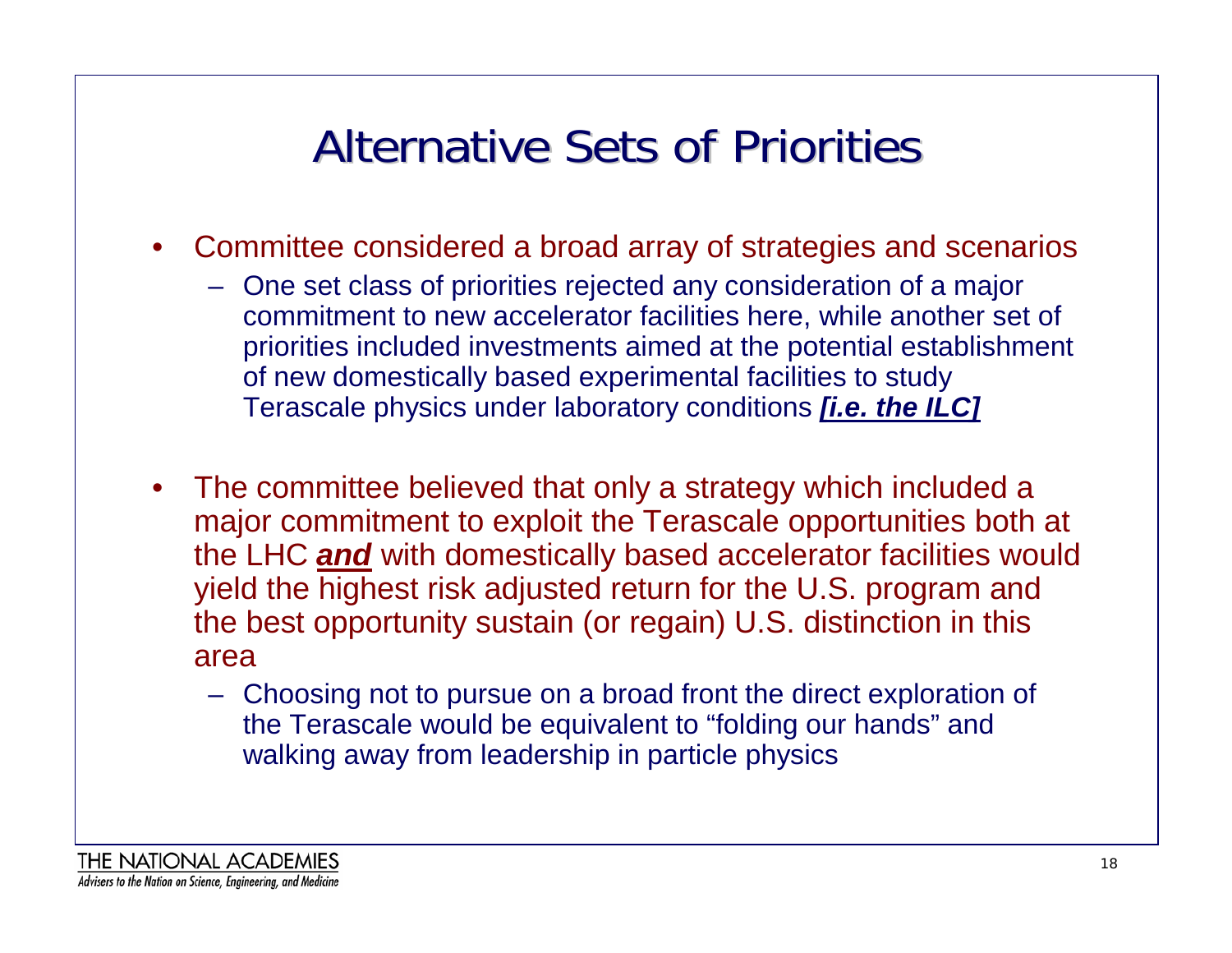# Alternative Sets of Priorities

- Committee considered a broad array of strategies and scenarios
  - One set class of priorities rejected any consideration of a major commitment to new accelerator facilities here, while another set of priorities included investments aimed at the potential establishment of new domestically based experimental facilities to study Terascale physics under laboratory conditions ***[i.e. the ILC]***
- The committee believed that only a strategy which included a major commitment to exploit the Terascale opportunities both at the LHC ***and*** with domestically based accelerator facilities would yield the highest risk adjusted return for the U.S. program and the best opportunity sustain (or regain) U.S. distinction in this area
  - Choosing not to pursue on a broad front the direct exploration of the Terascale would be equivalent to "folding our hands" and walking away from leadership in particle physics

THE NATIONAL ACADEMIES
*Advisers to the Nation on Science, Engineering, and Medicine*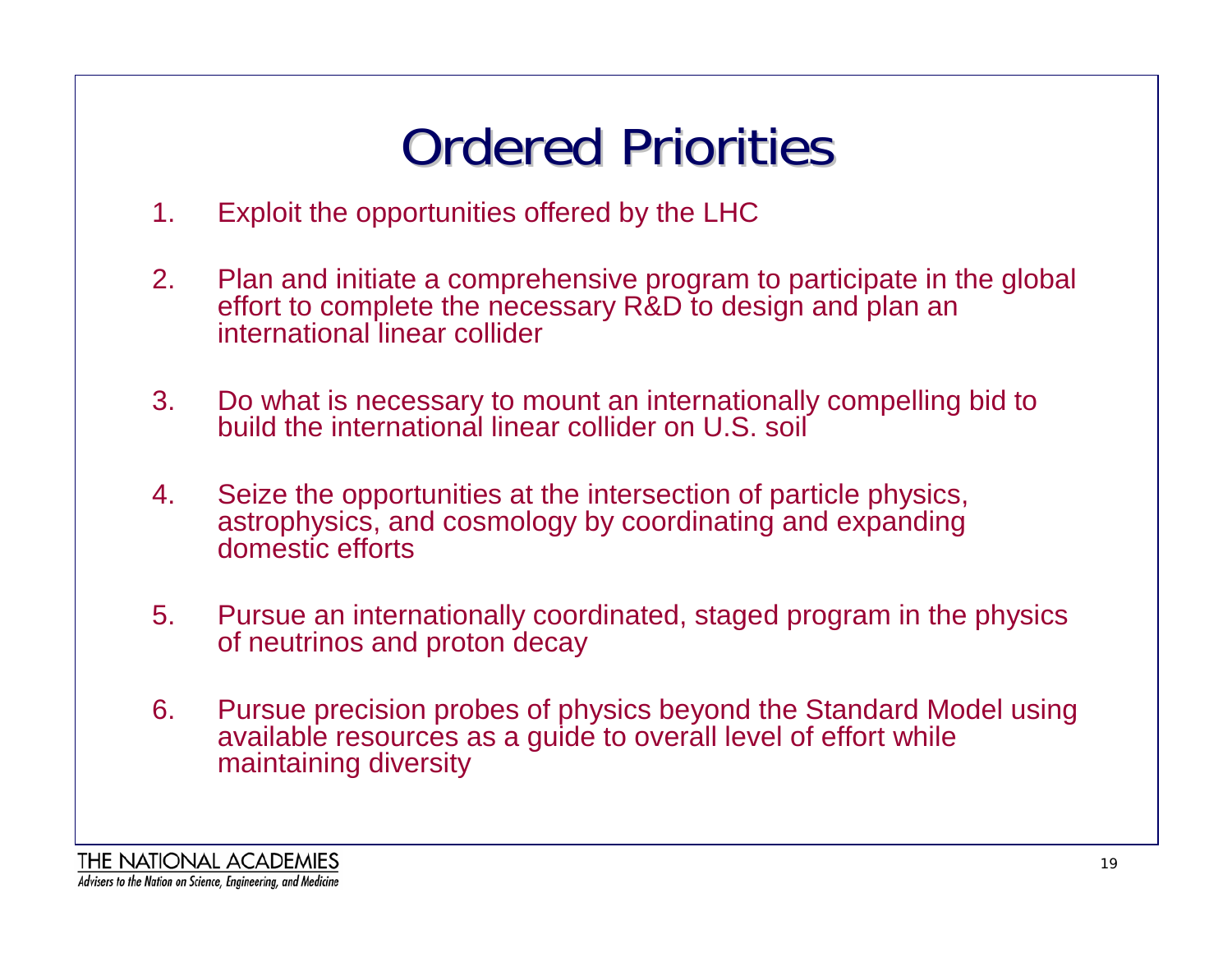# Ordered Priorities

1. Exploit the opportunities offered by the LHC
2. Plan and initiate a comprehensive program to participate in the global effort to complete the necessary R&D to design and plan an international linear collider
3. Do what is necessary to mount an internationally compelling bid to build the international linear collider on U.S. soil
4. Seize the opportunities at the intersection of particle physics, astrophysics, and cosmology by coordinating and expanding domestic efforts
5. Pursue an internationally coordinated, staged program in the physics of neutrinos and proton decay
6. Pursue precision probes of physics beyond the Standard Model using available resources as a guide to overall level of effort while maintaining diversity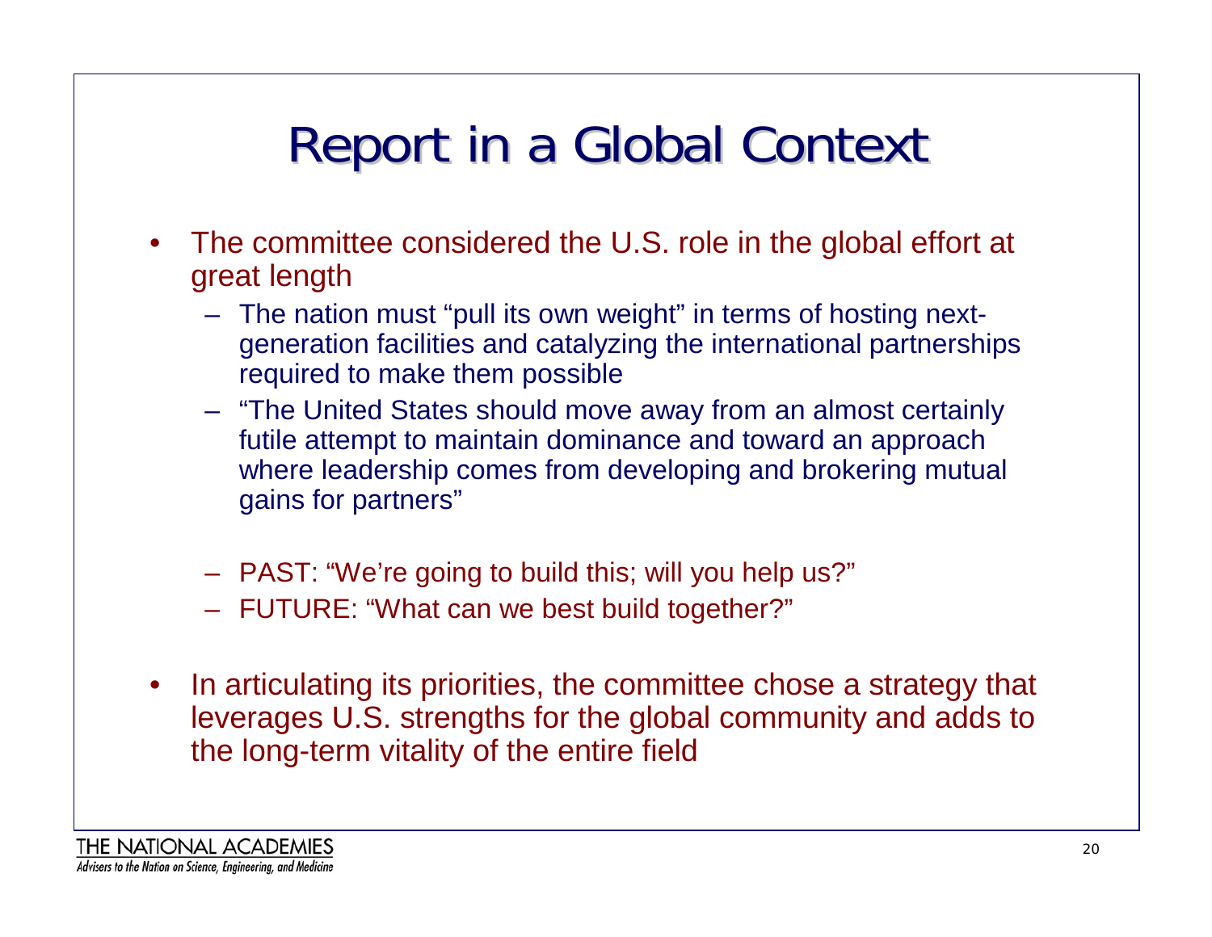# Report in a Global Context

- The committee considered the U.S. role in the global effort at great length
  - The nation must "pull its own weight" in terms of hosting next-generation facilities and catalyzing the international partnerships required to make them possible
  - "The United States should move away from an almost certainly futile attempt to maintain dominance and toward an approach where leadership comes from developing and brokering mutual gains for partners"
  - PAST: "We're going to build this; will you help us?"
  - FUTURE: "What can we best build together?"
- In articulating its priorities, the committee chose a strategy that leverages U.S. strengths for the global community and adds to the long-term vitality of the entire field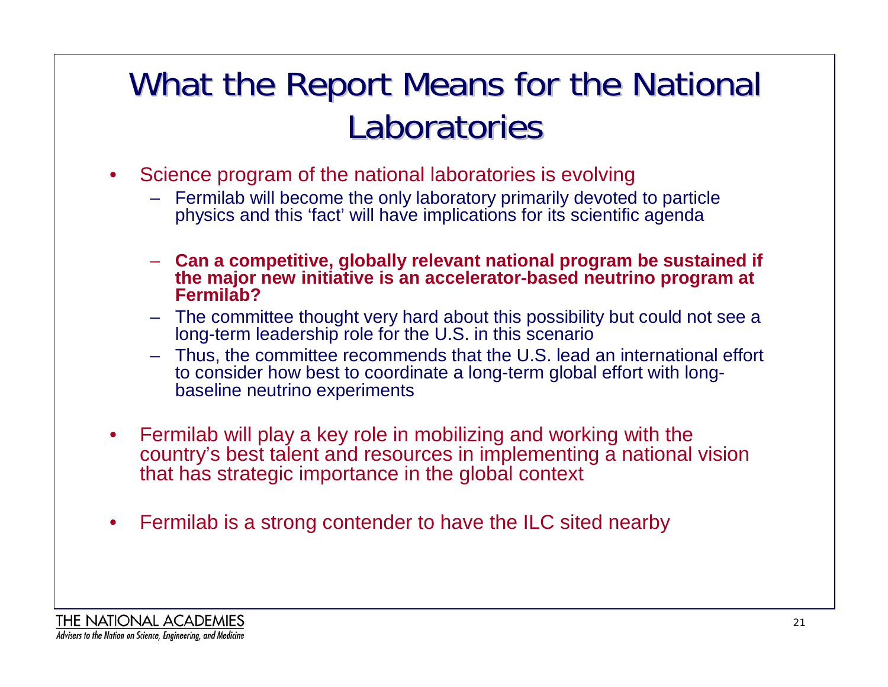# What the Report Means for the National Laboratories

- Science program of the national laboratories is evolving
  - Fermilab will become the only laboratory primarily devoted to particle physics and this ‘fact’ will have implications for its scientific agenda
  - **Can a competitive, globally relevant national program be sustained if the major new initiative is an accelerator-based neutrino program at Fermilab?**
  - The committee thought very hard about this possibility but could not see a long-term leadership role for the U.S. in this scenario
  - Thus, the committee recommends that the U.S. lead an international effort to consider how best to coordinate a long-term global effort with long-baseline neutrino experiments
- Fermilab will play a key role in mobilizing and working with the country’s best talent and resources in implementing a national vision that has strategic importance in the global context
- Fermilab is a strong contender to have the ILC sited nearby

THE NATIONAL ACADEMIES

*Advisers to the Nation on Science, Engineering, and Medicine*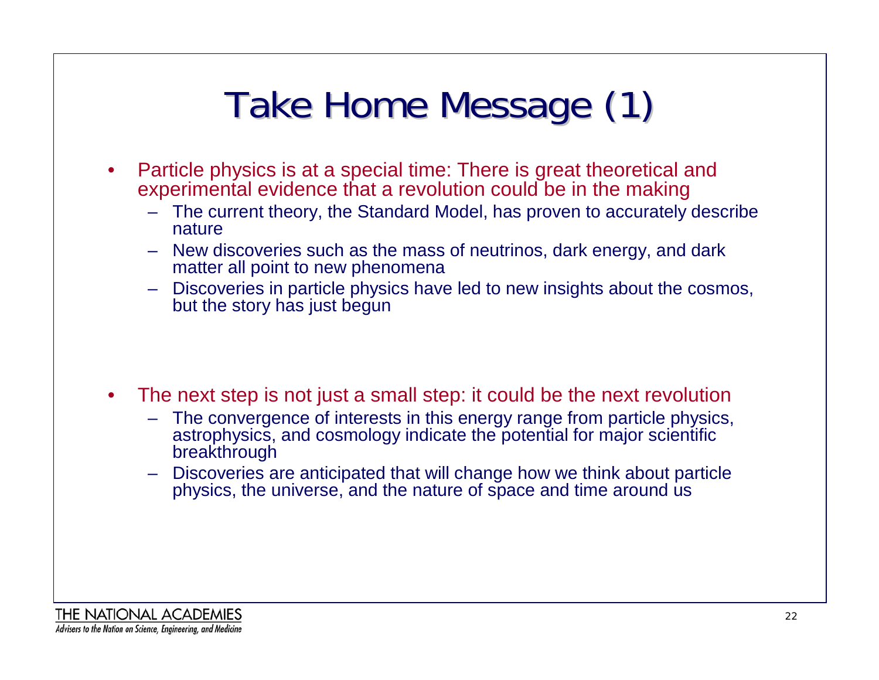# Take Home Message (1)

- Particle physics is at a special time: There is great theoretical and experimental evidence that a revolution could be in the making
  - The current theory, the Standard Model, has proven to accurately describe nature
  - New discoveries such as the mass of neutrinos, dark energy, and dark matter all point to new phenomena
  - Discoveries in particle physics have led to new insights about the cosmos, but the story has just begun

- The next step is not just a small step: it could be the next revolution
  - The convergence of interests in this energy range from particle physics, astrophysics, and cosmology indicate the potential for major scientific breakthrough
  - Discoveries are anticipated that will change how we think about particle physics, the universe, and the nature of space and time around us

THE NATIONAL ACADEMIES
*Advisers to the Nation on Science, Engineering, and Medicine*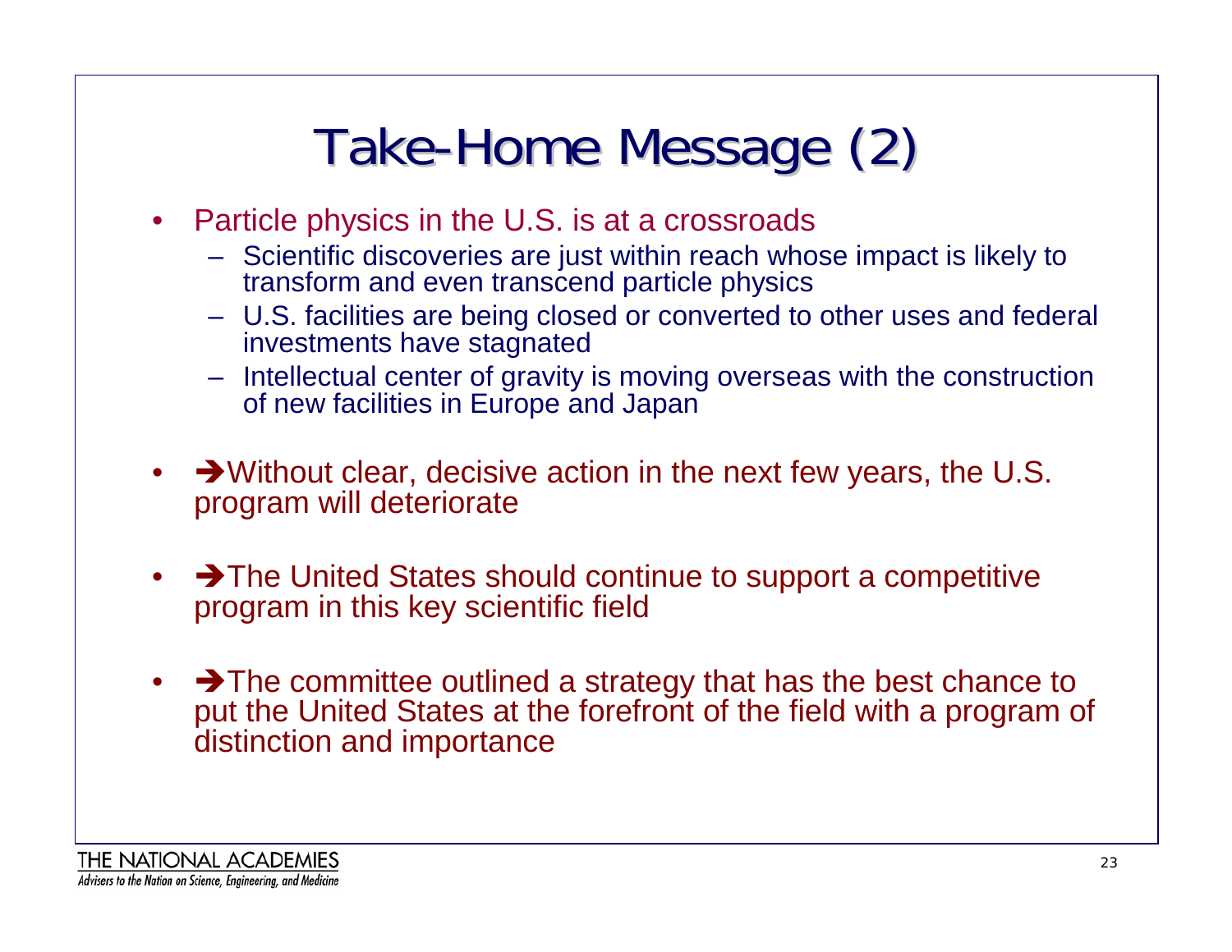# Take-Home Message (2)

- Particle physics in the U.S. is at a crossroads
  - Scientific discoveries are just within reach whose impact is likely to transform and even transcend particle physics
  - U.S. facilities are being closed or converted to other uses and federal investments have stagnated
  - Intellectual center of gravity is moving overseas with the construction of new facilities in Europe and Japan

- ➔Without clear, decisive action in the next few years, the U.S. program will deteriorate

- ➔The United States should continue to support a competitive program in this key scientific field

- ➔The committee outlined a strategy that has the best chance to put the United States at the forefront of the field with a program of distinction and importance

THE NATIONAL ACADEMIES

*Advisers to the Nation on Science, Engineering, and Medicine*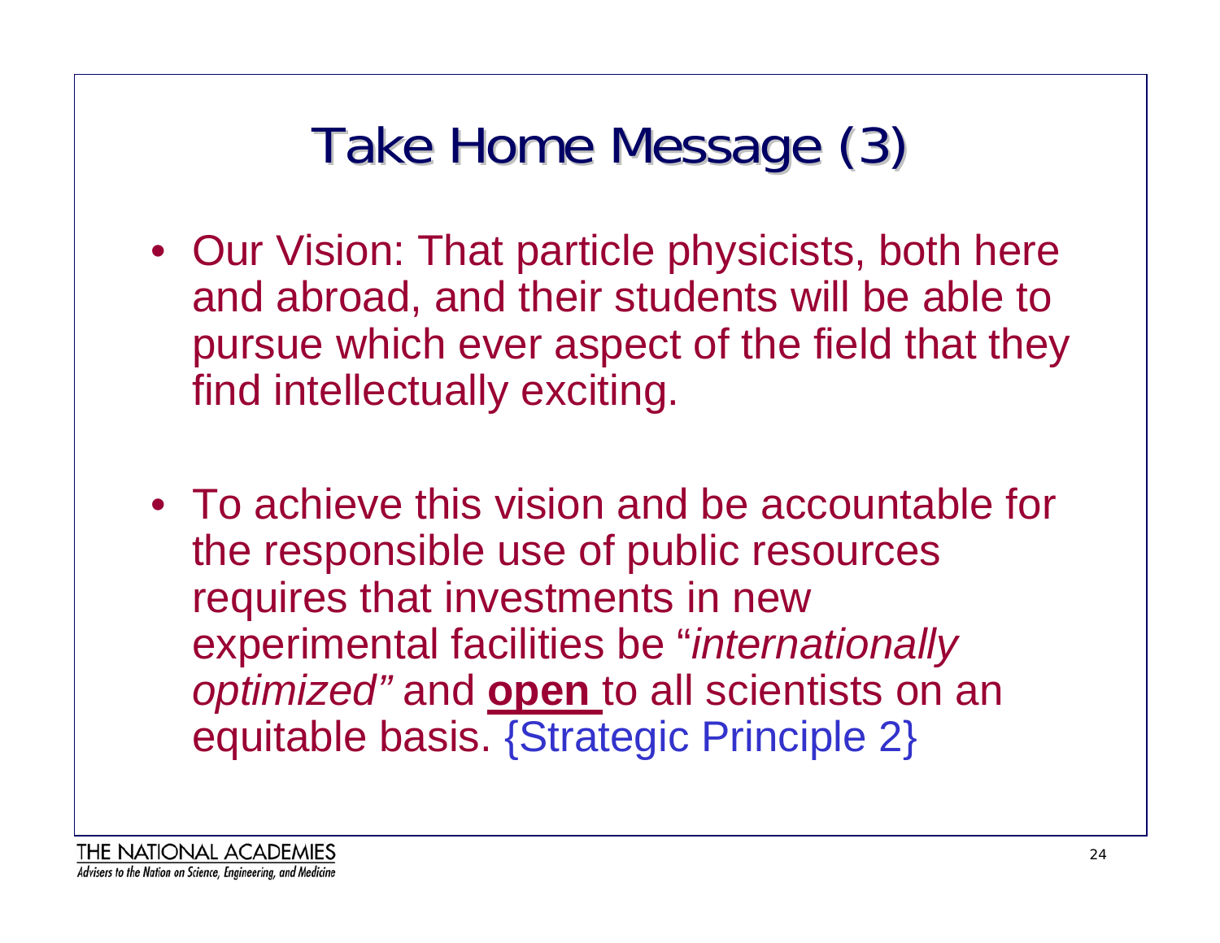# Take Home Message (3)

- Our Vision: That particle physicists, both here and abroad, and their students will be able to pursue which ever aspect of the field that they find intellectually exciting.

- To achieve this vision and be accountable for the responsible use of public resources requires that investments in new experimental facilities be "*internationally optimized"* and **open** to all scientists on an equitable basis. {Strategic Principle 2}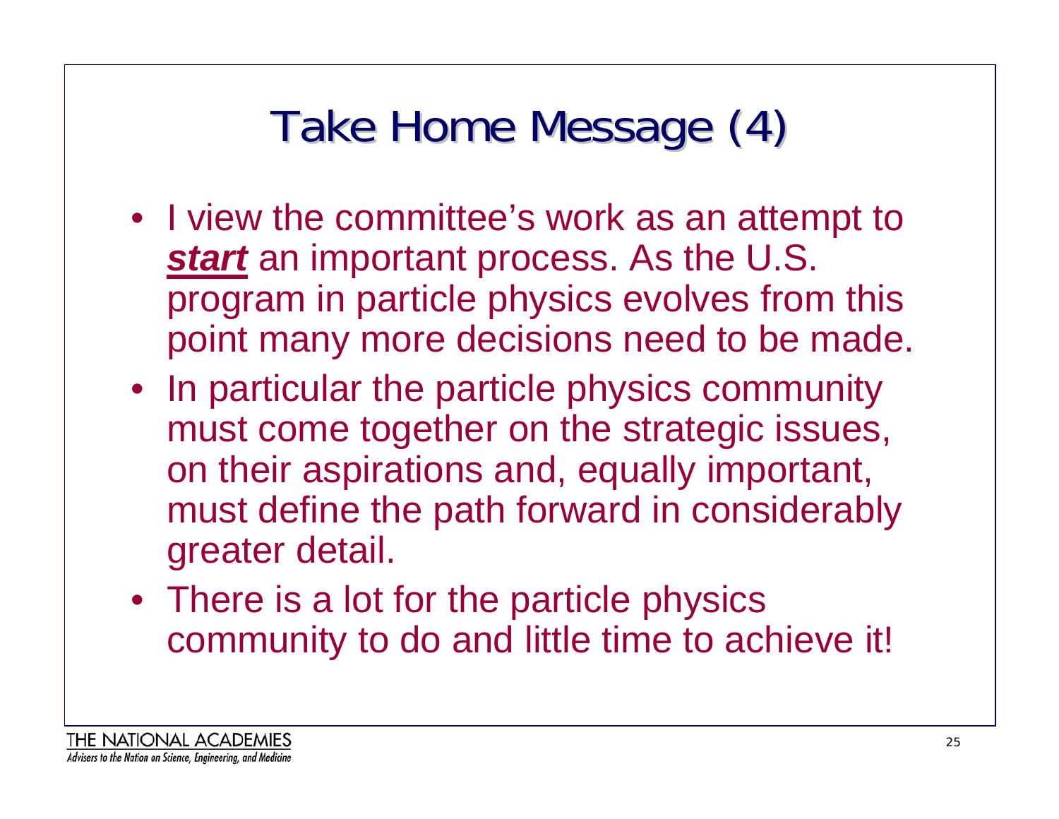# Take Home Message (4)

- I view the committee's work as an attempt to ***start*** an important process. As the U.S. program in particle physics evolves from this point many more decisions need to be made.
- In particular the particle physics community must come together on the strategic issues, on their aspirations and, equally important, must define the path forward in considerably greater detail.
- There is a lot for the particle physics community to do and little time to achieve it!

THE NATIONAL ACADEMIES

*Advisers to the Nation on Science, Engineering, and Medicine*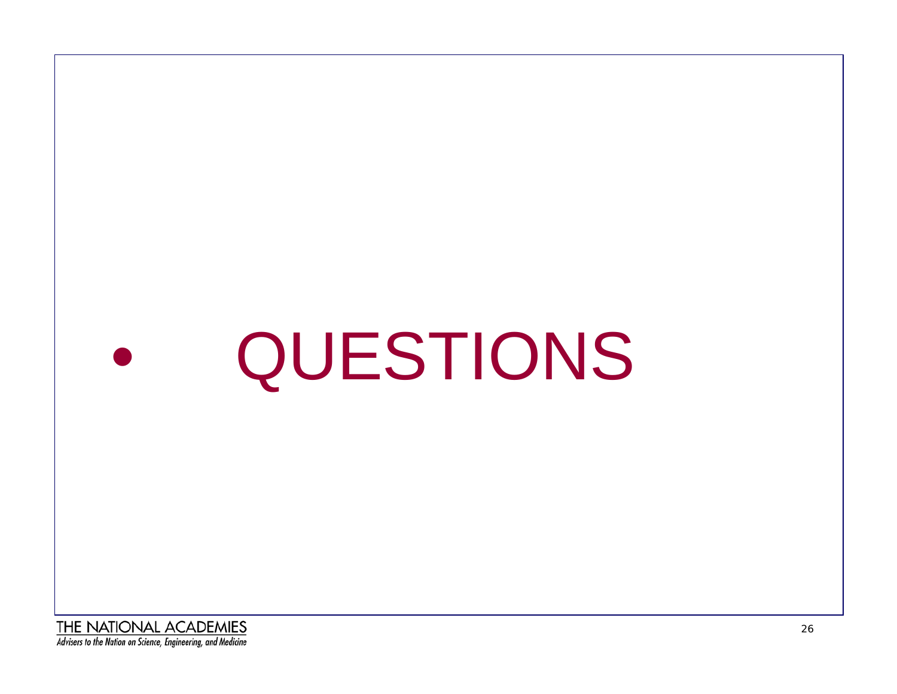- QUESTIONS